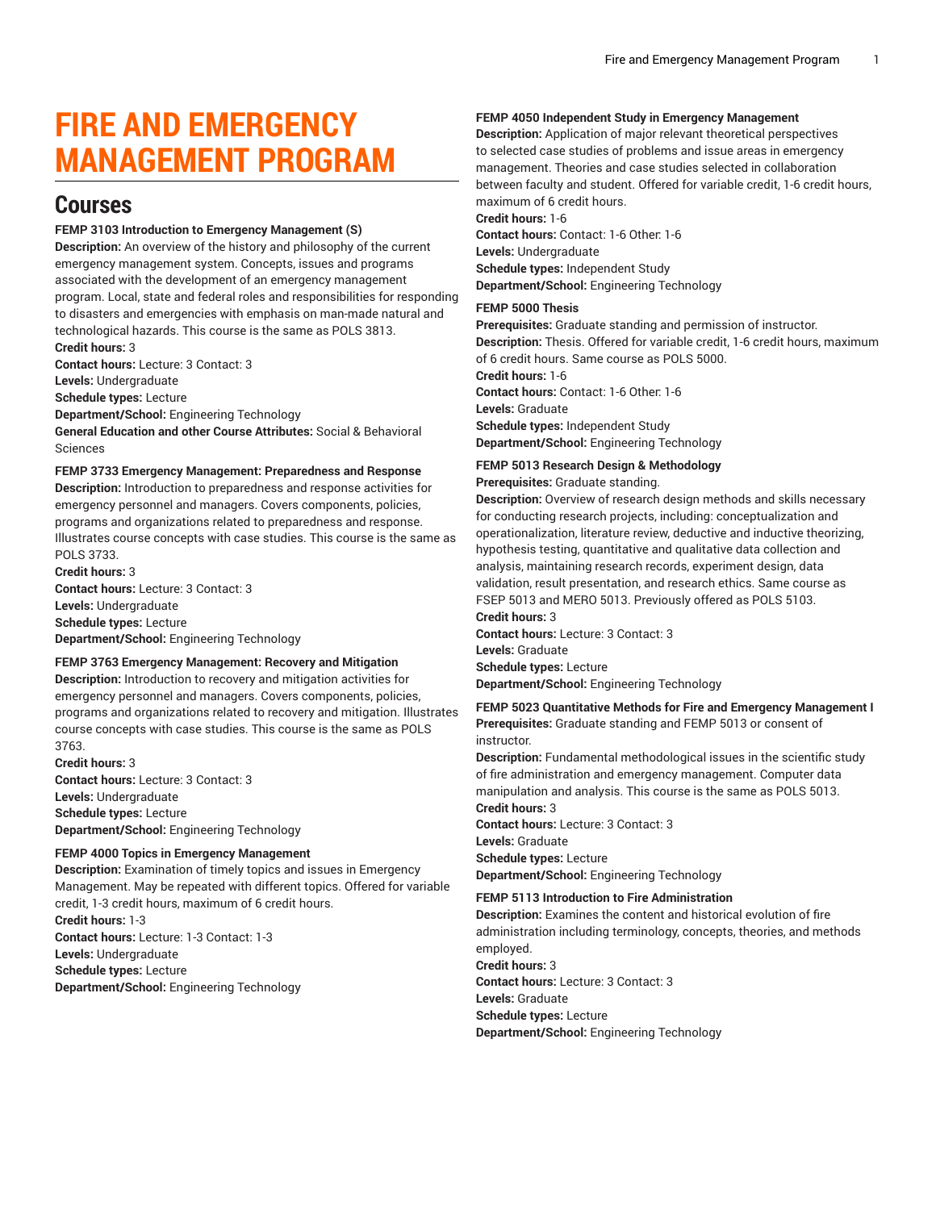# FIRE AND EMERGENCY MANAGEMENT PROGRAM

## Courses

**FEMP 3103 Introduction to Emergency Management (S)**

**Description:** An overview of the history and philosophy of the current emergency management system. Concepts, issues and programs associated with the development of an emergency management program. Local, state and federal roles and responsibilities for responding to disasters and emergencies with emphasis on man-made natural and technological hazards. This course is the same as POLS 3813.
**Credit hours:** 3
**Contact hours:** Lecture: 3 Contact: 3
**Levels:** Undergraduate
**Schedule types:** Lecture
**Department/School:** Engineering Technology
**General Education and other Course Attributes:** Social & Behavioral Sciences

**FEMP 3733 Emergency Management: Preparedness and Response**

**Description:** Introduction to preparedness and response activities for emergency personnel and managers. Covers components, policies, programs and organizations related to preparedness and response. Illustrates course concepts with case studies. This course is the same as POLS 3733.
**Credit hours:** 3
**Contact hours:** Lecture: 3 Contact: 3
**Levels:** Undergraduate
**Schedule types:** Lecture
**Department/School:** Engineering Technology

**FEMP 3763 Emergency Management: Recovery and Mitigation**

**Description:** Introduction to recovery and mitigation activities for emergency personnel and managers. Covers components, policies, programs and organizations related to recovery and mitigation. Illustrates course concepts with case studies. This course is the same as POLS 3763.
**Credit hours:** 3
**Contact hours:** Lecture: 3 Contact: 3
**Levels:** Undergraduate
**Schedule types:** Lecture
**Department/School:** Engineering Technology

**FEMP 4000 Topics in Emergency Management**

**Description:** Examination of timely topics and issues in Emergency Management. May be repeated with different topics. Offered for variable credit, 1-3 credit hours, maximum of 6 credit hours.
**Credit hours:** 1-3
**Contact hours:** Lecture: 1-3 Contact: 1-3
**Levels:** Undergraduate
**Schedule types:** Lecture
**Department/School:** Engineering Technology

**FEMP 4050 Independent Study in Emergency Management**

**Description:** Application of major relevant theoretical perspectives to selected case studies of problems and issue areas in emergency management. Theories and case studies selected in collaboration between faculty and student. Offered for variable credit, 1-6 credit hours, maximum of 6 credit hours.
**Credit hours:** 1-6
**Contact hours:** Contact: 1-6 Other: 1-6
**Levels:** Undergraduate
**Schedule types:** Independent Study
**Department/School:** Engineering Technology

**FEMP 5000 Thesis**

**Prerequisites:** Graduate standing and permission of instructor.
**Description:** Thesis. Offered for variable credit, 1-6 credit hours, maximum of 6 credit hours. Same course as POLS 5000.
**Credit hours:** 1-6
**Contact hours:** Contact: 1-6 Other: 1-6
**Levels:** Graduate
**Schedule types:** Independent Study
**Department/School:** Engineering Technology

**FEMP 5013 Research Design & Methodology**

**Prerequisites:** Graduate standing.
**Description:** Overview of research design methods and skills necessary for conducting research projects, including: conceptualization and operationalization, literature review, deductive and inductive theorizing, hypothesis testing, quantitative and qualitative data collection and analysis, maintaining research records, experiment design, data validation, result presentation, and research ethics. Same course as FSEP 5013 and MERO 5013. Previously offered as POLS 5103.
**Credit hours:** 3
**Contact hours:** Lecture: 3 Contact: 3
**Levels:** Graduate
**Schedule types:** Lecture
**Department/School:** Engineering Technology

**FEMP 5023 Quantitative Methods for Fire and Emergency Management I**

**Prerequisites:** Graduate standing and FEMP 5013 or consent of instructor.
**Description:** Fundamental methodological issues in the scientific study of fire administration and emergency management. Computer data manipulation and analysis. This course is the same as POLS 5013.
**Credit hours:** 3
**Contact hours:** Lecture: 3 Contact: 3
**Levels:** Graduate
**Schedule types:** Lecture
**Department/School:** Engineering Technology

**FEMP 5113 Introduction to Fire Administration**

**Description:** Examines the content and historical evolution of fire administration including terminology, concepts, theories, and methods employed.
**Credit hours:** 3
**Contact hours:** Lecture: 3 Contact: 3
**Levels:** Graduate
**Schedule types:** Lecture
**Department/School:** Engineering Technology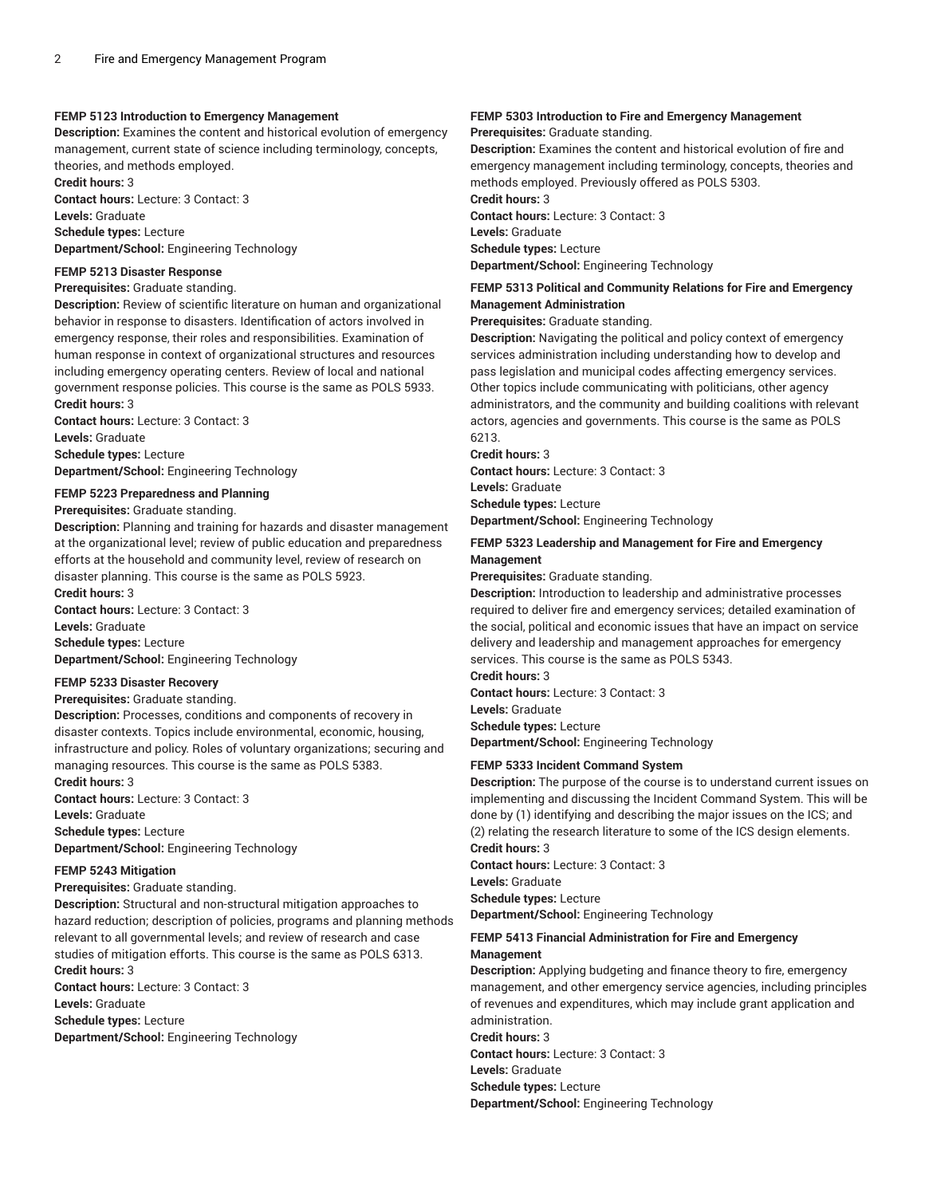#### FEMP 5123 Introduction to Emergency Management

**Description:** Examines the content and historical evolution of emergency management, current state of science including terminology, concepts, theories, and methods employed.
**Credit hours:** 3
**Contact hours:** Lecture: 3 Contact: 3
**Levels:** Graduate
**Schedule types:** Lecture
**Department/School:** Engineering Technology

#### FEMP 5213 Disaster Response

**Prerequisites:** Graduate standing.
**Description:** Review of scientific literature on human and organizational behavior in response to disasters. Identification of actors involved in emergency response, their roles and responsibilities. Examination of human response in context of organizational structures and resources including emergency operating centers. Review of local and national government response policies. This course is the same as POLS 5933.
**Credit hours:** 3
**Contact hours:** Lecture: 3 Contact: 3
**Levels:** Graduate
**Schedule types:** Lecture
**Department/School:** Engineering Technology

#### FEMP 5223 Preparedness and Planning

**Prerequisites:** Graduate standing.
**Description:** Planning and training for hazards and disaster management at the organizational level; review of public education and preparedness efforts at the household and community level, review of research on disaster planning. This course is the same as POLS 5923.
**Credit hours:** 3
**Contact hours:** Lecture: 3 Contact: 3
**Levels:** Graduate
**Schedule types:** Lecture
**Department/School:** Engineering Technology

#### FEMP 5233 Disaster Recovery

**Prerequisites:** Graduate standing.
**Description:** Processes, conditions and components of recovery in disaster contexts. Topics include environmental, economic, housing, infrastructure and policy. Roles of voluntary organizations; securing and managing resources. This course is the same as POLS 5383.
**Credit hours:** 3
**Contact hours:** Lecture: 3 Contact: 3
**Levels:** Graduate
**Schedule types:** Lecture
**Department/School:** Engineering Technology

#### FEMP 5243 Mitigation

**Prerequisites:** Graduate standing.
**Description:** Structural and non-structural mitigation approaches to hazard reduction; description of policies, programs and planning methods relevant to all governmental levels; and review of research and case studies of mitigation efforts. This course is the same as POLS 6313.
**Credit hours:** 3
**Contact hours:** Lecture: 3 Contact: 3
**Levels:** Graduate
**Schedule types:** Lecture
**Department/School:** Engineering Technology

#### FEMP 5303 Introduction to Fire and Emergency Management

**Prerequisites:** Graduate standing.
**Description:** Examines the content and historical evolution of fire and emergency management including terminology, concepts, theories and methods employed. Previously offered as POLS 5303.
**Credit hours:** 3
**Contact hours:** Lecture: 3 Contact: 3
**Levels:** Graduate
**Schedule types:** Lecture
**Department/School:** Engineering Technology

#### FEMP 5313 Political and Community Relations for Fire and Emergency Management Administration

**Prerequisites:** Graduate standing.
**Description:** Navigating the political and policy context of emergency services administration including understanding how to develop and pass legislation and municipal codes affecting emergency services. Other topics include communicating with politicians, other agency administrators, and the community and building coalitions with relevant actors, agencies and governments. This course is the same as POLS 6213.
**Credit hours:** 3
**Contact hours:** Lecture: 3 Contact: 3
**Levels:** Graduate
**Schedule types:** Lecture
**Department/School:** Engineering Technology

#### FEMP 5323 Leadership and Management for Fire and Emergency Management

**Prerequisites:** Graduate standing.
**Description:** Introduction to leadership and administrative processes required to deliver fire and emergency services; detailed examination of the social, political and economic issues that have an impact on service delivery and leadership and management approaches for emergency services. This course is the same as POLS 5343.
**Credit hours:** 3
**Contact hours:** Lecture: 3 Contact: 3
**Levels:** Graduate
**Schedule types:** Lecture
**Department/School:** Engineering Technology

#### FEMP 5333 Incident Command System

**Description:** The purpose of the course is to understand current issues on implementing and discussing the Incident Command System. This will be done by (1) identifying and describing the major issues on the ICS; and (2) relating the research literature to some of the ICS design elements.
**Credit hours:** 3
**Contact hours:** Lecture: 3 Contact: 3
**Levels:** Graduate
**Schedule types:** Lecture
**Department/School:** Engineering Technology

#### FEMP 5413 Financial Administration for Fire and Emergency Management

**Description:** Applying budgeting and finance theory to fire, emergency management, and other emergency service agencies, including principles of revenues and expenditures, which may include grant application and administration.
**Credit hours:** 3
**Contact hours:** Lecture: 3 Contact: 3
**Levels:** Graduate
**Schedule types:** Lecture
**Department/School:** Engineering Technology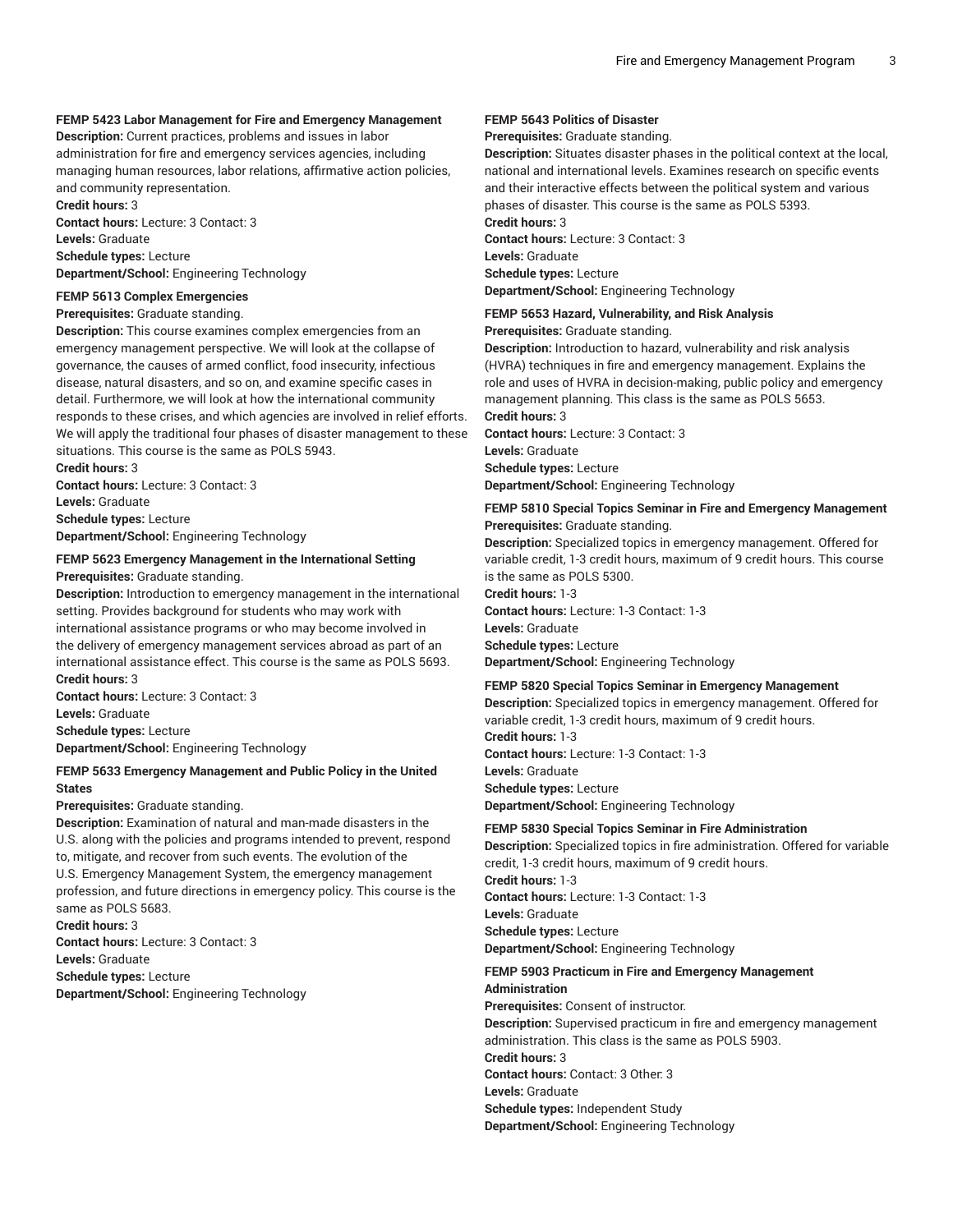**FEMP 5423 Labor Management for Fire and Emergency Management**
**Description:** Current practices, problems and issues in labor administration for fire and emergency services agencies, including managing human resources, labor relations, affirmative action policies, and community representation.
**Credit hours:** 3
**Contact hours:** Lecture: 3 Contact: 3
**Levels:** Graduate
**Schedule types:** Lecture
**Department/School:** Engineering Technology

**FEMP 5613 Complex Emergencies**
**Prerequisites:** Graduate standing.
**Description:** This course examines complex emergencies from an emergency management perspective. We will look at the collapse of governance, the causes of armed conflict, food insecurity, infectious disease, natural disasters, and so on, and examine specific cases in detail. Furthermore, we will look at how the international community responds to these crises, and which agencies are involved in relief efforts. We will apply the traditional four phases of disaster management to these situations. This course is the same as POLS 5943.
**Credit hours:** 3
**Contact hours:** Lecture: 3 Contact: 3
**Levels:** Graduate
**Schedule types:** Lecture
**Department/School:** Engineering Technology

**FEMP 5623 Emergency Management in the International Setting**
**Prerequisites:** Graduate standing.
**Description:** Introduction to emergency management in the international setting. Provides background for students who may work with international assistance programs or who may become involved in the delivery of emergency management services abroad as part of an international assistance effect. This course is the same as POLS 5693.
**Credit hours:** 3
**Contact hours:** Lecture: 3 Contact: 3
**Levels:** Graduate
**Schedule types:** Lecture
**Department/School:** Engineering Technology

**FEMP 5633 Emergency Management and Public Policy in the United States**
**Prerequisites:** Graduate standing.
**Description:** Examination of natural and man-made disasters in the U.S. along with the policies and programs intended to prevent, respond to, mitigate, and recover from such events. The evolution of the U.S. Emergency Management System, the emergency management profession, and future directions in emergency policy. This course is the same as POLS 5683.
**Credit hours:** 3
**Contact hours:** Lecture: 3 Contact: 3
**Levels:** Graduate
**Schedule types:** Lecture
**Department/School:** Engineering Technology

**FEMP 5643 Politics of Disaster**
**Prerequisites:** Graduate standing.
**Description:** Situates disaster phases in the political context at the local, national and international levels. Examines research on specific events and their interactive effects between the political system and various phases of disaster. This course is the same as POLS 5393.
**Credit hours:** 3
**Contact hours:** Lecture: 3 Contact: 3
**Levels:** Graduate
**Schedule types:** Lecture
**Department/School:** Engineering Technology

**FEMP 5653 Hazard, Vulnerability, and Risk Analysis**
**Prerequisites:** Graduate standing.
**Description:** Introduction to hazard, vulnerability and risk analysis (HVRA) techniques in fire and emergency management. Explains the role and uses of HVRA in decision-making, public policy and emergency management planning. This class is the same as POLS 5653.
**Credit hours:** 3
**Contact hours:** Lecture: 3 Contact: 3
**Levels:** Graduate
**Schedule types:** Lecture
**Department/School:** Engineering Technology

**FEMP 5810 Special Topics Seminar in Fire and Emergency Management**
**Prerequisites:** Graduate standing.
**Description:** Specialized topics in emergency management. Offered for variable credit, 1-3 credit hours, maximum of 9 credit hours. This course is the same as POLS 5300.
**Credit hours:** 1-3
**Contact hours:** Lecture: 1-3 Contact: 1-3
**Levels:** Graduate
**Schedule types:** Lecture
**Department/School:** Engineering Technology

**FEMP 5820 Special Topics Seminar in Emergency Management**
**Description:** Specialized topics in emergency management. Offered for variable credit, 1-3 credit hours, maximum of 9 credit hours.
**Credit hours:** 1-3
**Contact hours:** Lecture: 1-3 Contact: 1-3
**Levels:** Graduate
**Schedule types:** Lecture
**Department/School:** Engineering Technology

**FEMP 5830 Special Topics Seminar in Fire Administration**
**Description:** Specialized topics in fire administration. Offered for variable credit, 1-3 credit hours, maximum of 9 credit hours.
**Credit hours:** 1-3
**Contact hours:** Lecture: 1-3 Contact: 1-3
**Levels:** Graduate
**Schedule types:** Lecture
**Department/School:** Engineering Technology

**FEMP 5903 Practicum in Fire and Emergency Management Administration**
**Prerequisites:** Consent of instructor.
**Description:** Supervised practicum in fire and emergency management administration. This class is the same as POLS 5903.
**Credit hours:** 3
**Contact hours:** Contact: 3 Other: 3
**Levels:** Graduate
**Schedule types:** Independent Study
**Department/School:** Engineering Technology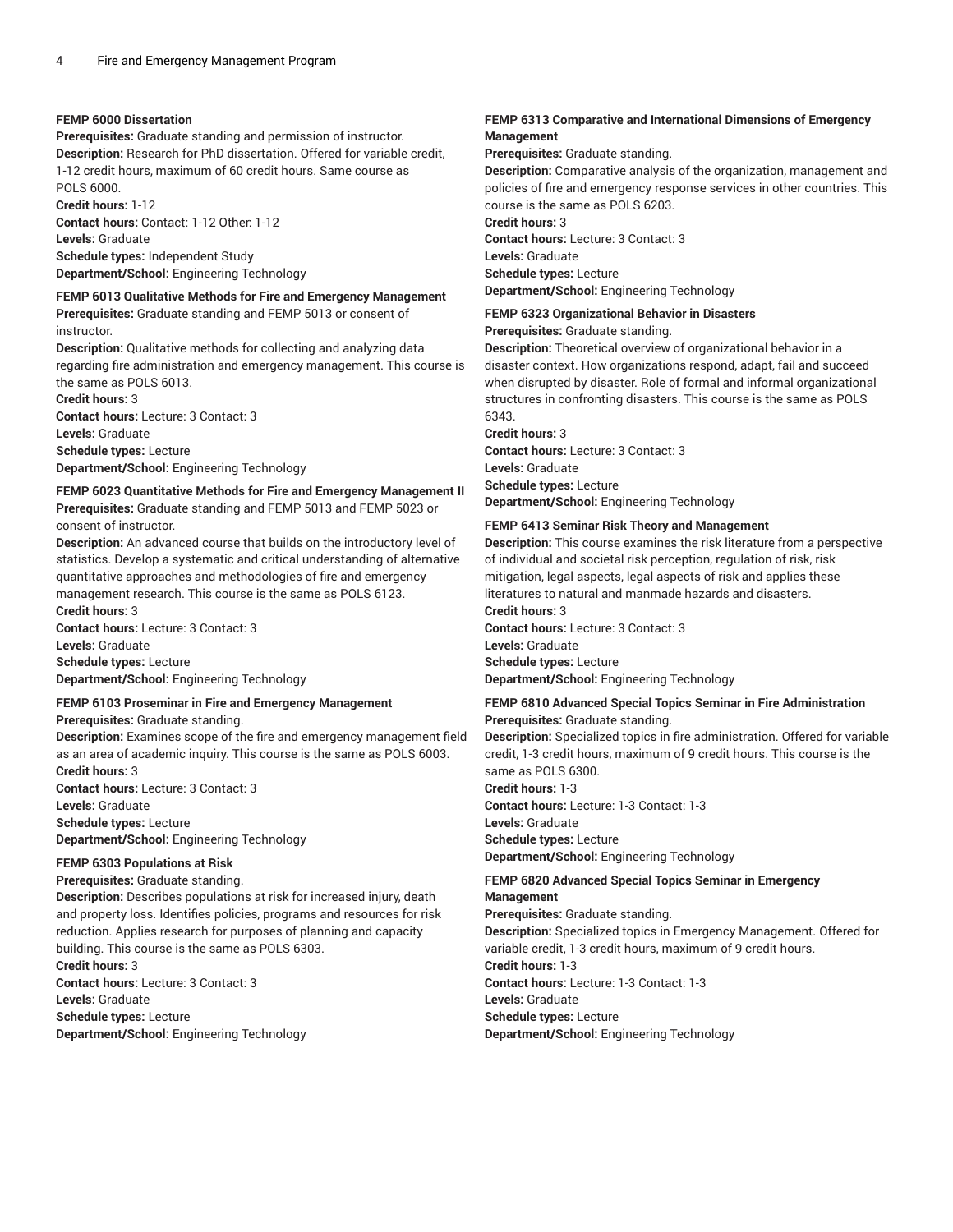**FEMP 6000 Dissertation**
**Prerequisites:** Graduate standing and permission of instructor.
**Description:** Research for PhD dissertation. Offered for variable credit, 1-12 credit hours, maximum of 60 credit hours. Same course as POLS 6000.
**Credit hours:** 1-12
**Contact hours:** Contact: 1-12 Other: 1-12
**Levels:** Graduate
**Schedule types:** Independent Study
**Department/School:** Engineering Technology

**FEMP 6013 Qualitative Methods for Fire and Emergency Management**
**Prerequisites:** Graduate standing and FEMP 5013 or consent of instructor.
**Description:** Qualitative methods for collecting and analyzing data regarding fire administration and emergency management. This course is the same as POLS 6013.
**Credit hours:** 3
**Contact hours:** Lecture: 3 Contact: 3
**Levels:** Graduate
**Schedule types:** Lecture
**Department/School:** Engineering Technology

**FEMP 6023 Quantitative Methods for Fire and Emergency Management II**
**Prerequisites:** Graduate standing and FEMP 5013 and FEMP 5023 or consent of instructor.
**Description:** An advanced course that builds on the introductory level of statistics. Develop a systematic and critical understanding of alternative quantitative approaches and methodologies of fire and emergency management research. This course is the same as POLS 6123.
**Credit hours:** 3
**Contact hours:** Lecture: 3 Contact: 3
**Levels:** Graduate
**Schedule types:** Lecture
**Department/School:** Engineering Technology

**FEMP 6103 Proseminar in Fire and Emergency Management**
**Prerequisites:** Graduate standing.
**Description:** Examines scope of the fire and emergency management field as an area of academic inquiry. This course is the same as POLS 6003.
**Credit hours:** 3
**Contact hours:** Lecture: 3 Contact: 3
**Levels:** Graduate
**Schedule types:** Lecture
**Department/School:** Engineering Technology

**FEMP 6303 Populations at Risk**
**Prerequisites:** Graduate standing.
**Description:** Describes populations at risk for increased injury, death and property loss. Identifies policies, programs and resources for risk reduction. Applies research for purposes of planning and capacity building. This course is the same as POLS 6303.
**Credit hours:** 3
**Contact hours:** Lecture: 3 Contact: 3
**Levels:** Graduate
**Schedule types:** Lecture
**Department/School:** Engineering Technology

**FEMP 6313 Comparative and International Dimensions of Emergency Management**
**Prerequisites:** Graduate standing.
**Description:** Comparative analysis of the organization, management and policies of fire and emergency response services in other countries. This course is the same as POLS 6203.
**Credit hours:** 3
**Contact hours:** Lecture: 3 Contact: 3
**Levels:** Graduate
**Schedule types:** Lecture
**Department/School:** Engineering Technology

**FEMP 6323 Organizational Behavior in Disasters**
**Prerequisites:** Graduate standing.
**Description:** Theoretical overview of organizational behavior in a disaster context. How organizations respond, adapt, fail and succeed when disrupted by disaster. Role of formal and informal organizational structures in confronting disasters. This course is the same as POLS 6343.
**Credit hours:** 3
**Contact hours:** Lecture: 3 Contact: 3
**Levels:** Graduate
**Schedule types:** Lecture
**Department/School:** Engineering Technology

**FEMP 6413 Seminar Risk Theory and Management**
**Description:** This course examines the risk literature from a perspective of individual and societal risk perception, regulation of risk, risk mitigation, legal aspects, legal aspects of risk and applies these literatures to natural and manmade hazards and disasters.
**Credit hours:** 3
**Contact hours:** Lecture: 3 Contact: 3
**Levels:** Graduate
**Schedule types:** Lecture
**Department/School:** Engineering Technology

**FEMP 6810 Advanced Special Topics Seminar in Fire Administration**
**Prerequisites:** Graduate standing.
**Description:** Specialized topics in fire administration. Offered for variable credit, 1-3 credit hours, maximum of 9 credit hours. This course is the same as POLS 6300.
**Credit hours:** 1-3
**Contact hours:** Lecture: 1-3 Contact: 1-3
**Levels:** Graduate
**Schedule types:** Lecture
**Department/School:** Engineering Technology

**FEMP 6820 Advanced Special Topics Seminar in Emergency Management**
**Prerequisites:** Graduate standing.
**Description:** Specialized topics in Emergency Management. Offered for variable credit, 1-3 credit hours, maximum of 9 credit hours.
**Credit hours:** 1-3
**Contact hours:** Lecture: 1-3 Contact: 1-3
**Levels:** Graduate
**Schedule types:** Lecture
**Department/School:** Engineering Technology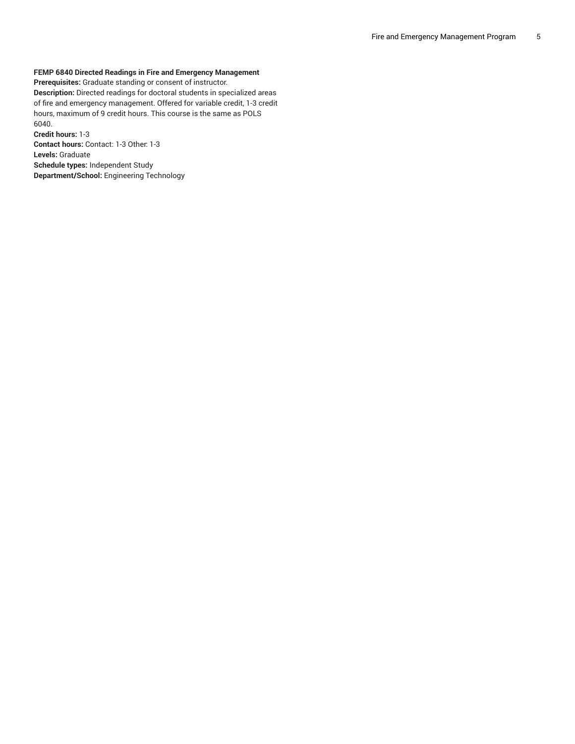**FEMP 6840 Directed Readings in Fire and Emergency Management**
**Prerequisites:** Graduate standing or consent of instructor.
**Description:** Directed readings for doctoral students in specialized areas of fire and emergency management. Offered for variable credit, 1-3 credit hours, maximum of 9 credit hours. This course is the same as POLS 6040.
**Credit hours:** 1-3
**Contact hours:** Contact: 1-3 Other: 1-3
**Levels:** Graduate
**Schedule types:** Independent Study
**Department/School:** Engineering Technology